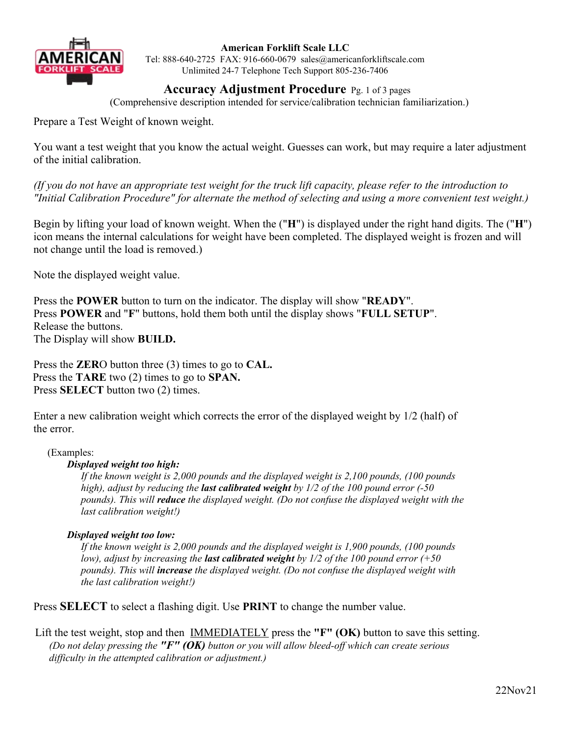**American Forklift Scale LLC**
Tel: 888-640-2725 FAX: 916-660-0679 sales@americanforkliftscale.com
Unlimited 24-7 Telephone Tech Support 805-236-7406

# Accuracy Adjustment Procedure

(Comprehensive description intended for service/calibration technician familiarization.)

Prepare a Test Weight of known weight.

You want a test weight that you know the actual weight. Guesses can work, but may require a later adjustment of the initial calibration.

*(If you do not have an appropriate test weight for the truck lift capacity, please refer to the introduction to "Initial Calibration Procedure" for alternate the method of selecting and using a more convenient test weight.)*

Begin by lifting your load of known weight. When the ("**H**") is displayed under the right hand digits. The ("**H**") icon means the internal calculations for weight have been completed. The displayed weight is frozen and will not change until the load is removed.)

Note the displayed weight value.

Press the **POWER** button to turn on the indicator. The display will show "**READY**".
Press **POWER** and "**F**" buttons, hold them both until the display shows "**FULL SETUP**".
Release the buttons.
The Display will show **BUILD.**

Press the **ZER**O button three (3) times to go to **CAL.**
Press the **TARE** two (2) times to go to **SPAN.**
Press **SELECT** button two (2) times.

Enter a new calibration weight which corrects the error of the displayed weight by 1/2 (half) of the error.

(Examples:

***Displayed weight too high:***
*If the known weight is 2,000 pounds and the displayed weight is 2,100 pounds, (100 pounds high), adjust by reducing the* ***last calibrated weight*** *by 1/2 of the 100 pound error (-50 pounds). This will* ***reduce*** *the displayed weight. (Do not confuse the displayed weight with the last calibration weight!)*

***Displayed weight too low:***
*If the known weight is 2,000 pounds and the displayed weight is 1,900 pounds, (100 pounds low), adjust by increasing the* ***last calibrated weight*** *by 1/2 of the 100 pound error (+50 pounds). This will* ***increase*** *the displayed weight. (Do not confuse the displayed weight with the last calibration weight!)*

Press **SELECT** to select a flashing digit. Use **PRINT** to change the number value.

Lift the test weight, stop and then <u>IMMEDIATELY</u> press the **"F" (OK)** button to save this setting.
*(Do not delay pressing the* ***"F" (OK)*** *button or you will allow bleed-off which can create serious difficulty in the attempted calibration or adjustment.)*

22Nov21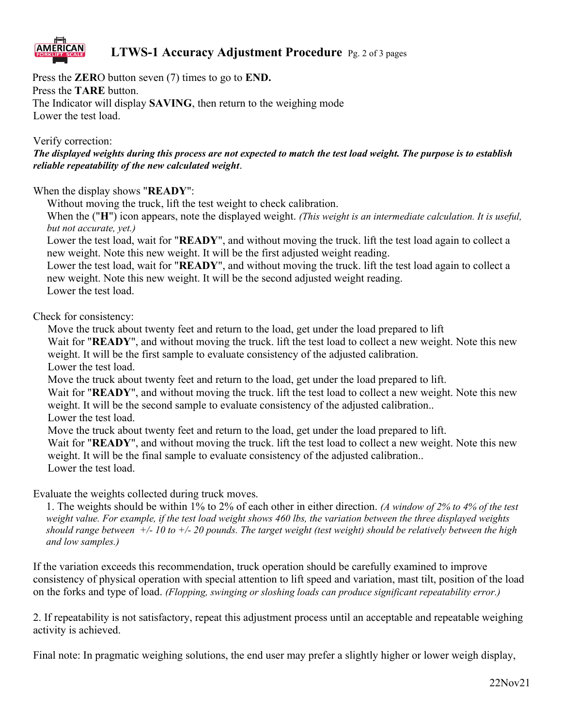Press the **ZER**O button seven (7) times to go to **END.**
Press the **TARE** button.
The Indicator will display **SAVING**, then return to the weighing mode
Lower the test load.

Verify correction:
***The displayed weights during this process are not expected to match the test load weight. The purpose is to establish reliable repeatability of the new calculated weight***.

When the display shows "**READY**":

Without moving the truck, lift the test weight to check calibration.
When the ("**H**") icon appears, note the displayed weight. *(This weight is an intermediate calculation. It is useful, but not accurate, yet.)*
Lower the test load, wait for "**READY**", and without moving the truck. lift the test load again to collect a new weight. Note this new weight. It will be the first adjusted weight reading.
Lower the test load, wait for "**READY**", and without moving the truck. lift the test load again to collect a new weight. Note this new weight. It will be the second adjusted weight reading.
Lower the test load.

Check for consistency:

Move the truck about twenty feet and return to the load, get under the load prepared to lift
Wait for "**READY**", and without moving the truck. lift the test load to collect a new weight. Note this new weight. It will be the first sample to evaluate consistency of the adjusted calibration.
Lower the test load.
Move the truck about twenty feet and return to the load, get under the load prepared to lift.
Wait for "**READY**", and without moving the truck. lift the test load to collect a new weight. Note this new weight. It will be the second sample to evaluate consistency of the adjusted calibration..
Lower the test load.
Move the truck about twenty feet and return to the load, get under the load prepared to lift.
Wait for "**READY**", and without moving the truck. lift the test load to collect a new weight. Note this new weight. It will be the final sample to evaluate consistency of the adjusted calibration..
Lower the test load.

Evaluate the weights collected during truck moves.

1. The weights should be within 1% to 2% of each other in either direction. *(A window of 2% to 4% of the test weight value. For example, if the test load weight shows 460 lbs, the variation between the three displayed weights should range between +/- 10 to +/- 20 pounds. The target weight (test weight) should be relatively between the high and low samples.)*

If the variation exceeds this recommendation, truck operation should be carefully examined to improve consistency of physical operation with special attention to lift speed and variation, mast tilt, position of the load on the forks and type of load. *(Flopping, swinging or sloshing loads can produce significant repeatability error.)*

2. If repeatability is not satisfactory, repeat this adjustment process until an acceptable and repeatable weighing activity is achieved.

Final note: In pragmatic weighing solutions, the end user may prefer a slightly higher or lower weigh display,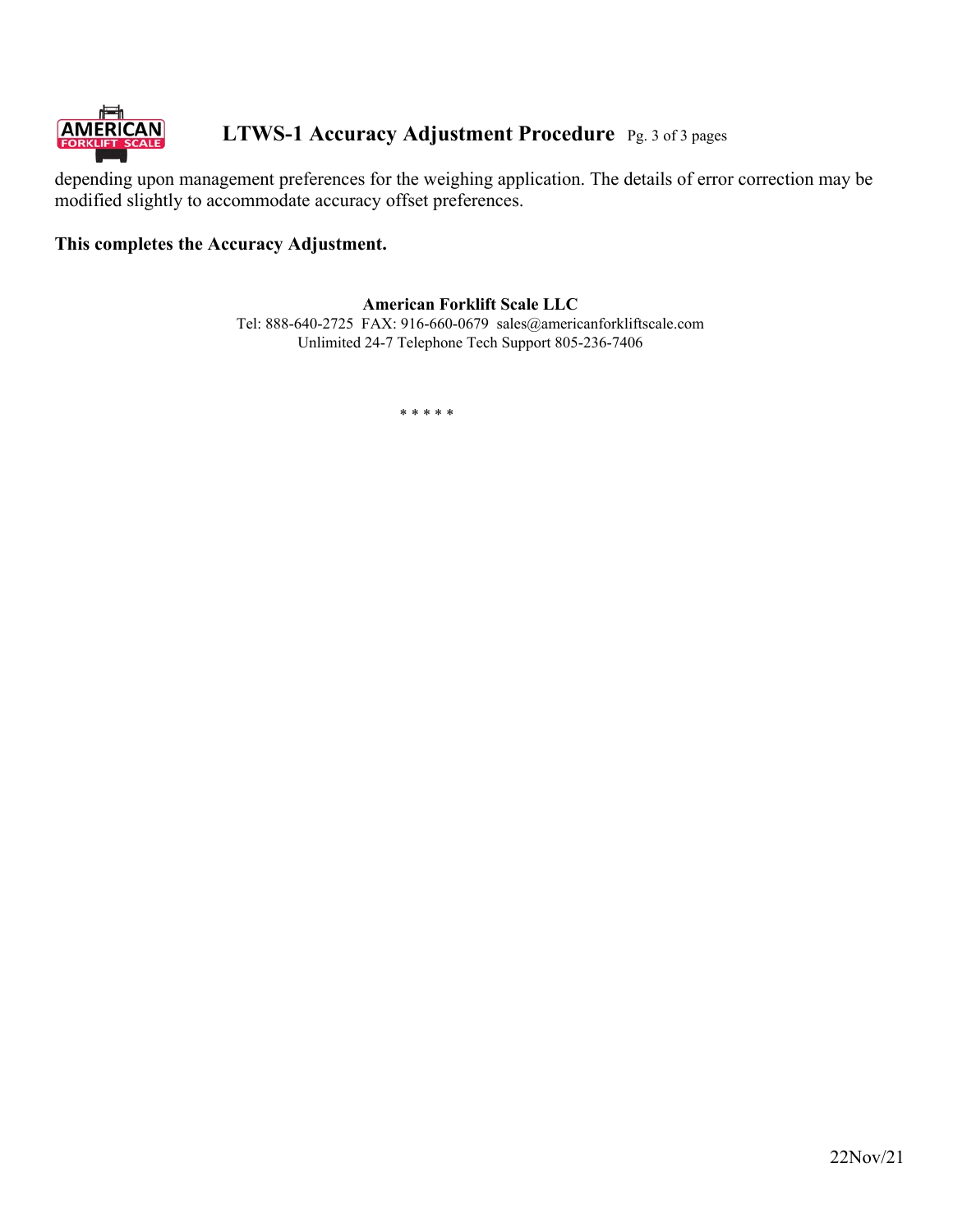depending upon management preferences for the weighing application. The details of error correction may be modified slightly to accommodate accuracy offset preferences.

**This completes the Accuracy Adjustment.**

**American Forklift Scale LLC**
Tel: 888-640-2725 FAX: 916-660-0679 sales@americanforkliftscale.com
Unlimited 24-7 Telephone Tech Support 805-236-7406

* * * * *

22Nov/21